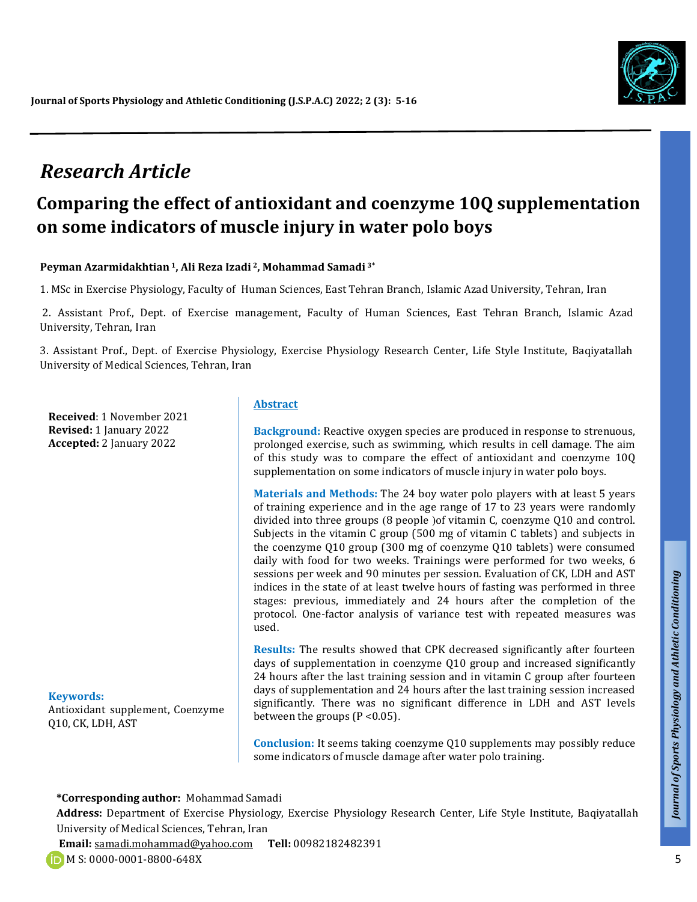*Research Article*

# Comparing the effect of antioxidant and coenzyme 10Q supplementation on some indicators of muscle injury in water polo boys

**Peyman Azarmidakhtian [1], Ali Reza Izadi [2], Mohammad Samadi [3*]**

1. MSc in Exercise Physiology, Faculty of Human Sciences, East Tehran Branch, Islamic Azad University, Tehran, Iran

2. Assistant Prof., Dept. of Exercise management, Faculty of Human Sciences, East Tehran Branch, Islamic Azad University, Tehran, Iran

3. Assistant Prof., Dept. of Exercise Physiology, Exercise Physiology Research Center, Life Style Institute, Baqiyatallah University of Medical Sciences, Tehran, Iran

**Received**: 1 November 2021
**Revised:** 1 January 2022
**Accepted:** 2 January 2022

## Abstract

**Background:** Reactive oxygen species are produced in response to strenuous, prolonged exercise, such as swimming, which results in cell damage. The aim of this study was to compare the effect of antioxidant and coenzyme 10Q supplementation on some indicators of muscle injury in water polo boys.

**Materials and Methods:** The 24 boy water polo players with at least 5 years of training experience and in the age range of 17 to 23 years were randomly divided into three groups (8 people )of vitamin C, coenzyme Q10 and control. Subjects in the vitamin C group (500 mg of vitamin C tablets) and subjects in the coenzyme Q10 group (300 mg of coenzyme Q10 tablets) were consumed daily with food for two weeks. Trainings were performed for two weeks, 6 sessions per week and 90 minutes per session. Evaluation of CK, LDH and AST indices in the state of at least twelve hours of fasting was performed in three stages: previous, immediately and 24 hours after the completion of the protocol. One-factor analysis of variance test with repeated measures was used.

**Results:** The results showed that CPK decreased significantly after fourteen days of supplementation in coenzyme Q10 group and increased significantly 24 hours after the last training session and in vitamin C group after fourteen days of supplementation and 24 hours after the last training session increased significantly. There was no significant difference in LDH and AST levels between the groups ($P < 0.05$).

**Conclusion:** It seems taking coenzyme Q10 supplements may possibly reduce some indicators of muscle damage after water polo training.

**Keywords:**
Antioxidant supplement, Coenzyme Q10, CK, LDH, AST

**\*Corresponding author:** Mohammad Samadi
**Address:** Department of Exercise Physiology, Exercise Physiology Research Center, Life Style Institute, Baqiyatallah University of Medical Sciences, Tehran, Iran
**Email:** samadi.mohammad@yahoo.com **Tell:** 00982182482391
M S: 0000-0001-8800-648X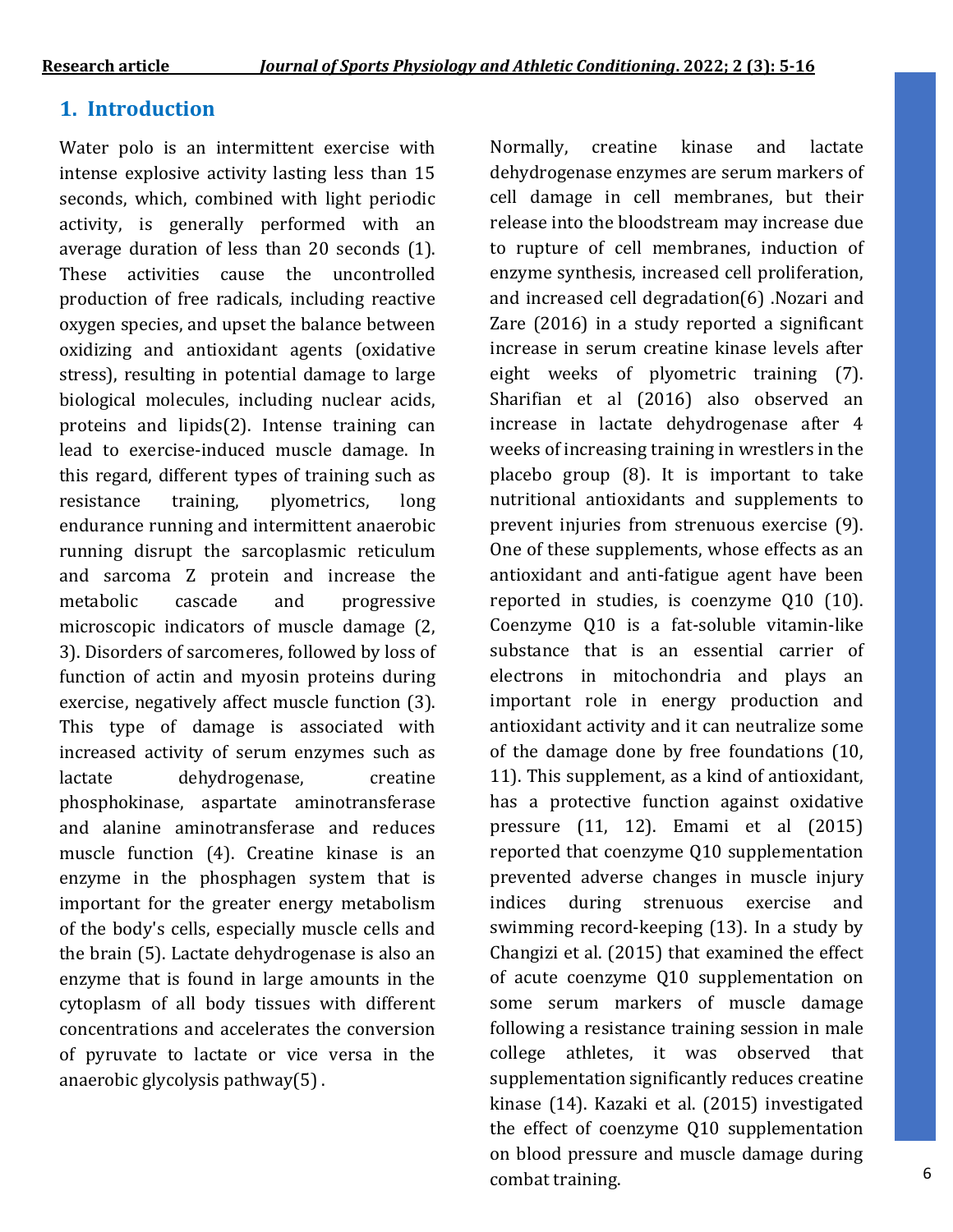## 1. Introduction

Water polo is an intermittent exercise with intense explosive activity lasting less than 15 seconds, which, combined with light periodic activity, is generally performed with an average duration of less than 20 seconds (1). These activities cause the uncontrolled production of free radicals, including reactive oxygen species, and upset the balance between oxidizing and antioxidant agents (oxidative stress), resulting in potential damage to large biological molecules, including nuclear acids, proteins and lipids(2). Intense training can lead to exercise-induced muscle damage. In this regard, different types of training such as resistance training, plyometrics, long endurance running and intermittent anaerobic running disrupt the sarcoplasmic reticulum and sarcoma Z protein and increase the metabolic cascade and progressive microscopic indicators of muscle damage (2, 3). Disorders of sarcomeres, followed by loss of function of actin and myosin proteins during exercise, negatively affect muscle function (3). This type of damage is associated with increased activity of serum enzymes such as lactate dehydrogenase, creatine phosphokinase, aspartate aminotransferase and alanine aminotransferase and reduces muscle function (4). Creatine kinase is an enzyme in the phosphagen system that is important for the greater energy metabolism of the body's cells, especially muscle cells and the brain (5). Lactate dehydrogenase is also an enzyme that is found in large amounts in the cytoplasm of all body tissues with different concentrations and accelerates the conversion of pyruvate to lactate or vice versa in the anaerobic glycolysis pathway(5) .

Normally, creatine kinase and lactate dehydrogenase enzymes are serum markers of cell damage in cell membranes, but their release into the bloodstream may increase due to rupture of cell membranes, induction of enzyme synthesis, increased cell proliferation, and increased cell degradation(6) .Nozari and Zare (2016) in a study reported a significant increase in serum creatine kinase levels after eight weeks of plyometric training (7). Sharifian et al (2016) also observed an increase in lactate dehydrogenase after 4 weeks of increasing training in wrestlers in the placebo group (8). It is important to take nutritional antioxidants and supplements to prevent injuries from strenuous exercise (9). One of these supplements, whose effects as an antioxidant and anti-fatigue agent have been reported in studies, is coenzyme Q10 (10). Coenzyme Q10 is a fat-soluble vitamin-like substance that is an essential carrier of electrons in mitochondria and plays an important role in energy production and antioxidant activity and it can neutralize some of the damage done by free foundations (10, 11). This supplement, as a kind of antioxidant, has a protective function against oxidative pressure (11, 12). Emami et al (2015) reported that coenzyme Q10 supplementation prevented adverse changes in muscle injury indices during strenuous exercise and swimming record-keeping (13). In a study by Changizi et al. (2015) that examined the effect of acute coenzyme Q10 supplementation on some serum markers of muscle damage following a resistance training session in male college athletes, it was observed that supplementation significantly reduces creatine kinase (14). Kazaki et al. (2015) investigated the effect of coenzyme Q10 supplementation on blood pressure and muscle damage during combat training.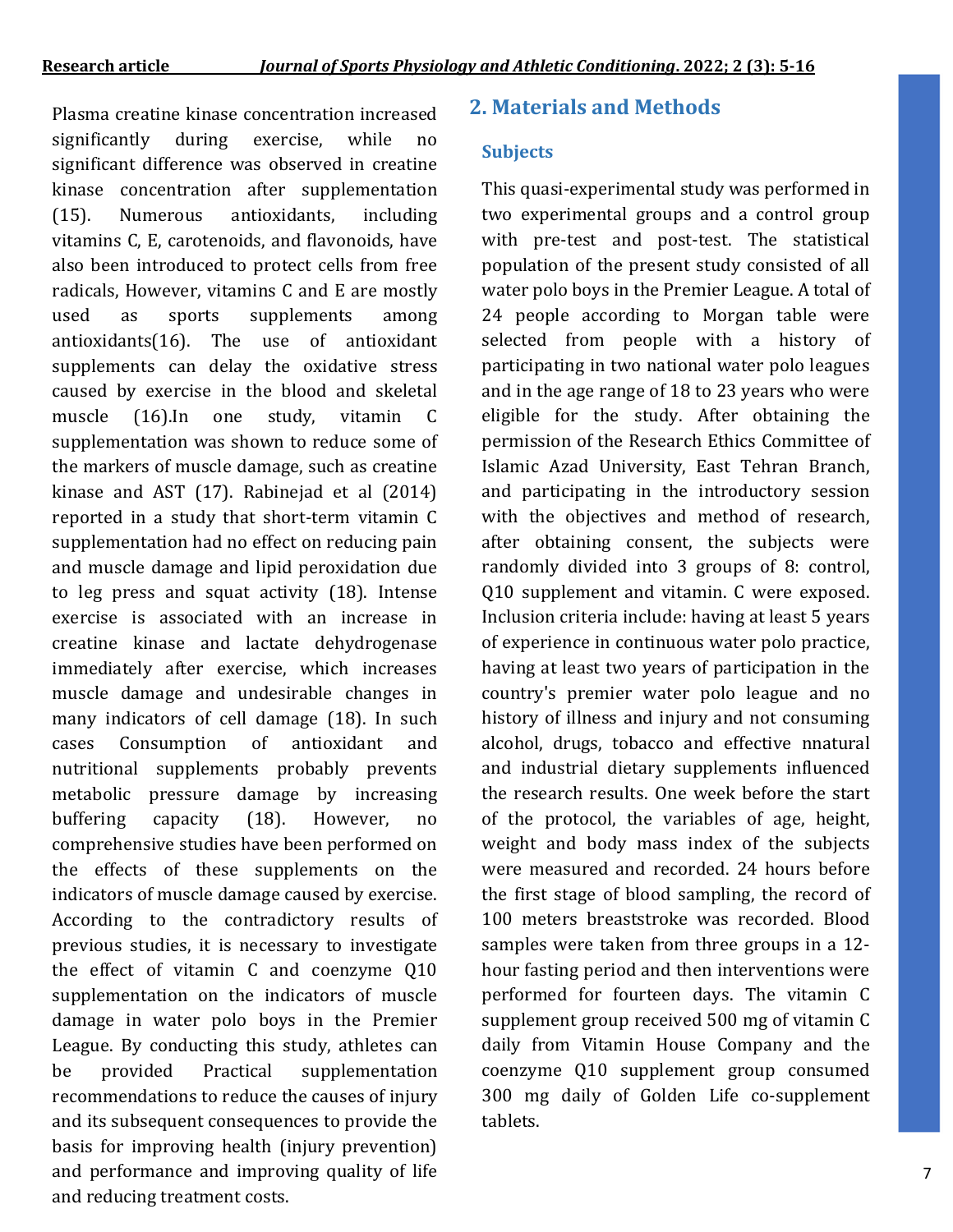Plasma creatine kinase concentration increased significantly during exercise, while no significant difference was observed in creatine kinase concentration after supplementation (15). Numerous antioxidants, including vitamins C, E, carotenoids, and flavonoids, have also been introduced to protect cells from free radicals, However, vitamins C and E are mostly used as sports supplements among antioxidants(16). The use of antioxidant supplements can delay the oxidative stress caused by exercise in the blood and skeletal muscle (16).In one study, vitamin C supplementation was shown to reduce some of the markers of muscle damage, such as creatine kinase and AST (17). Rabinejad et al (2014) reported in a study that short-term vitamin C supplementation had no effect on reducing pain and muscle damage and lipid peroxidation due to leg press and squat activity (18). Intense exercise is associated with an increase in creatine kinase and lactate dehydrogenase immediately after exercise, which increases muscle damage and undesirable changes in many indicators of cell damage (18). In such cases Consumption of antioxidant and nutritional supplements probably prevents metabolic pressure damage by increasing buffering capacity (18). However, no comprehensive studies have been performed on the effects of these supplements on the indicators of muscle damage caused by exercise. According to the contradictory results of previous studies, it is necessary to investigate the effect of vitamin C and coenzyme Q10 supplementation on the indicators of muscle damage in water polo boys in the Premier League. By conducting this study, athletes can be provided Practical supplementation recommendations to reduce the causes of injury and its subsequent consequences to provide the basis for improving health (injury prevention) and performance and improving quality of life and reducing treatment costs.

## 2. Materials and Methods

### Subjects

This quasi-experimental study was performed in two experimental groups and a control group with pre-test and post-test. The statistical population of the present study consisted of all water polo boys in the Premier League. A total of 24 people according to Morgan table were selected from people with a history of participating in two national water polo leagues and in the age range of 18 to 23 years who were eligible for the study. After obtaining the permission of the Research Ethics Committee of Islamic Azad University, East Tehran Branch, and participating in the introductory session with the objectives and method of research, after obtaining consent, the subjects were randomly divided into 3 groups of 8: control, Q10 supplement and vitamin. C were exposed. Inclusion criteria include: having at least 5 years of experience in continuous water polo practice, having at least two years of participation in the country's premier water polo league and no history of illness and injury and not consuming alcohol, drugs, tobacco and effective nnatural and industrial dietary supplements influenced the research results. One week before the start of the protocol, the variables of age, height, weight and body mass index of the subjects were measured and recorded. 24 hours before the first stage of blood sampling, the record of 100 meters breaststroke was recorded. Blood samples were taken from three groups in a 12-hour fasting period and then interventions were performed for fourteen days. The vitamin C supplement group received 500 mg of vitamin C daily from Vitamin House Company and the coenzyme Q10 supplement group consumed 300 mg daily of Golden Life co-supplement tablets.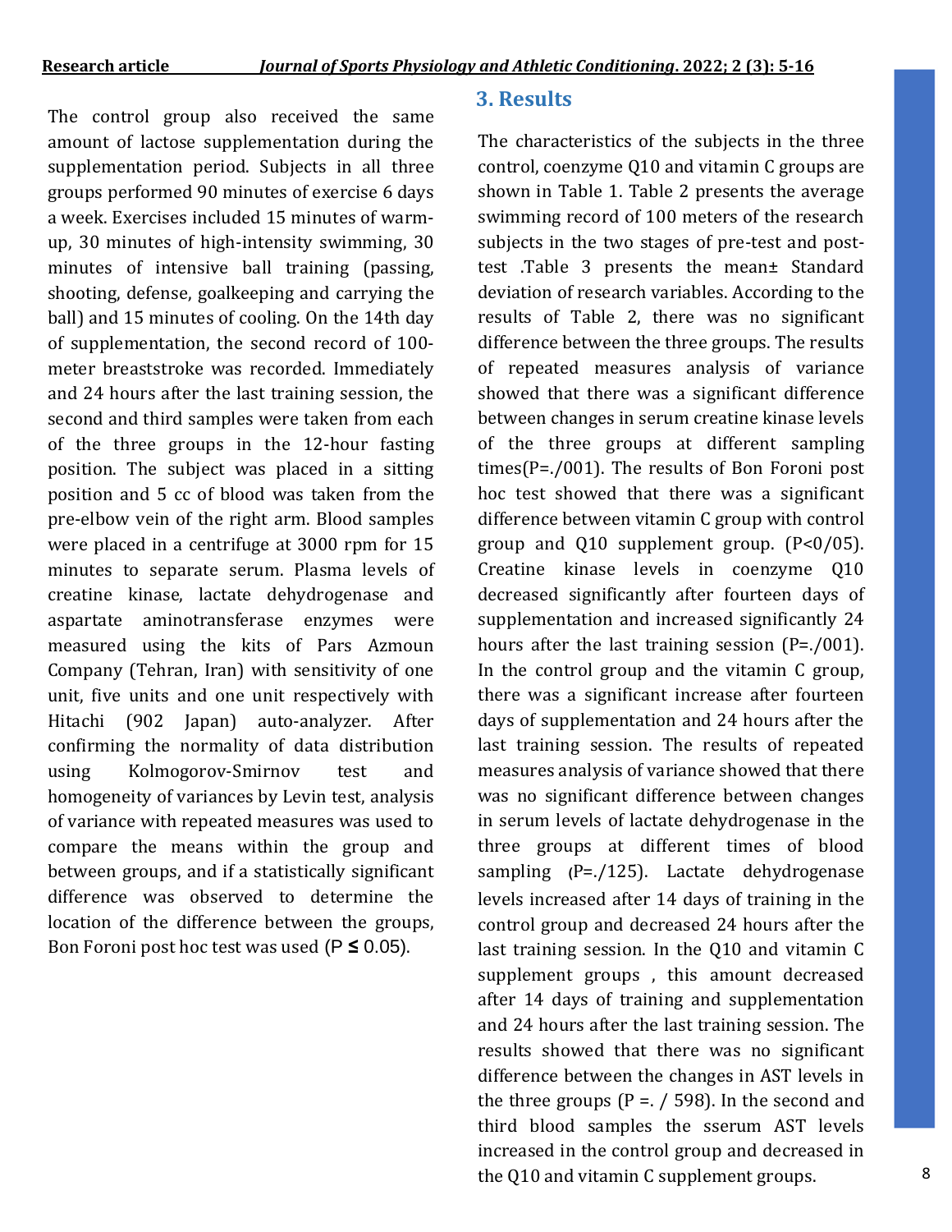The control group also received the same amount of lactose supplementation during the supplementation period. Subjects in all three groups performed 90 minutes of exercise 6 days a week. Exercises included 15 minutes of warm-up, 30 minutes of high-intensity swimming, 30 minutes of intensive ball training (passing, shooting, defense, goalkeeping and carrying the ball) and 15 minutes of cooling. On the 14th day of supplementation, the second record of 100-meter breaststroke was recorded. Immediately and 24 hours after the last training session, the second and third samples were taken from each of the three groups in the 12-hour fasting position. The subject was placed in a sitting position and 5 cc of blood was taken from the pre-elbow vein of the right arm. Blood samples were placed in a centrifuge at 3000 rpm for 15 minutes to separate serum. Plasma levels of creatine kinase, lactate dehydrogenase and aspartate aminotransferase enzymes were measured using the kits of Pars Azmoun Company (Tehran, Iran) with sensitivity of one unit, five units and one unit respectively with Hitachi (902 Japan) auto-analyzer. After confirming the normality of data distribution using Kolmogorov-Smirnov test and homogeneity of variances by Levin test, analysis of variance with repeated measures was used to compare the means within the group and between groups, and if a statistically significant difference was observed to determine the location of the difference between the groups, Bon Foroni post hoc test was used ($P \leq 0.05$).

## 3. Results

The characteristics of the subjects in the three control, coenzyme Q10 and vitamin C groups are shown in Table 1. Table 2 presents the average swimming record of 100 meters of the research subjects in the two stages of pre-test and post-test .Table 3 presents the mean± Standard deviation of research variables. According to the results of Table 2, there was no significant difference between the three groups. The results of repeated measures analysis of variance showed that there was a significant difference between changes in serum creatine kinase levels of the three groups at different sampling times(P=./001). The results of Bon Foroni post hoc test showed that there was a significant difference between vitamin C group with control group and Q10 supplement group. (P<0/05). Creatine kinase levels in coenzyme Q10 decreased significantly after fourteen days of supplementation and increased significantly 24 hours after the last training session (P=./001). In the control group and the vitamin C group, there was a significant increase after fourteen days of supplementation and 24 hours after the last training session. The results of repeated measures analysis of variance showed that there was no significant difference between changes in serum levels of lactate dehydrogenase in the three groups at different times of blood sampling (P=./125). Lactate dehydrogenase levels increased after 14 days of training in the control group and decreased 24 hours after the last training session. In the Q10 and vitamin C supplement groups , this amount decreased after 14 days of training and supplementation and 24 hours after the last training session. The results showed that there was no significant difference between the changes in AST levels in the three groups (P =. / 598). In the second and third blood samples the sserum AST levels increased in the control group and decreased in the Q10 and vitamin C supplement groups.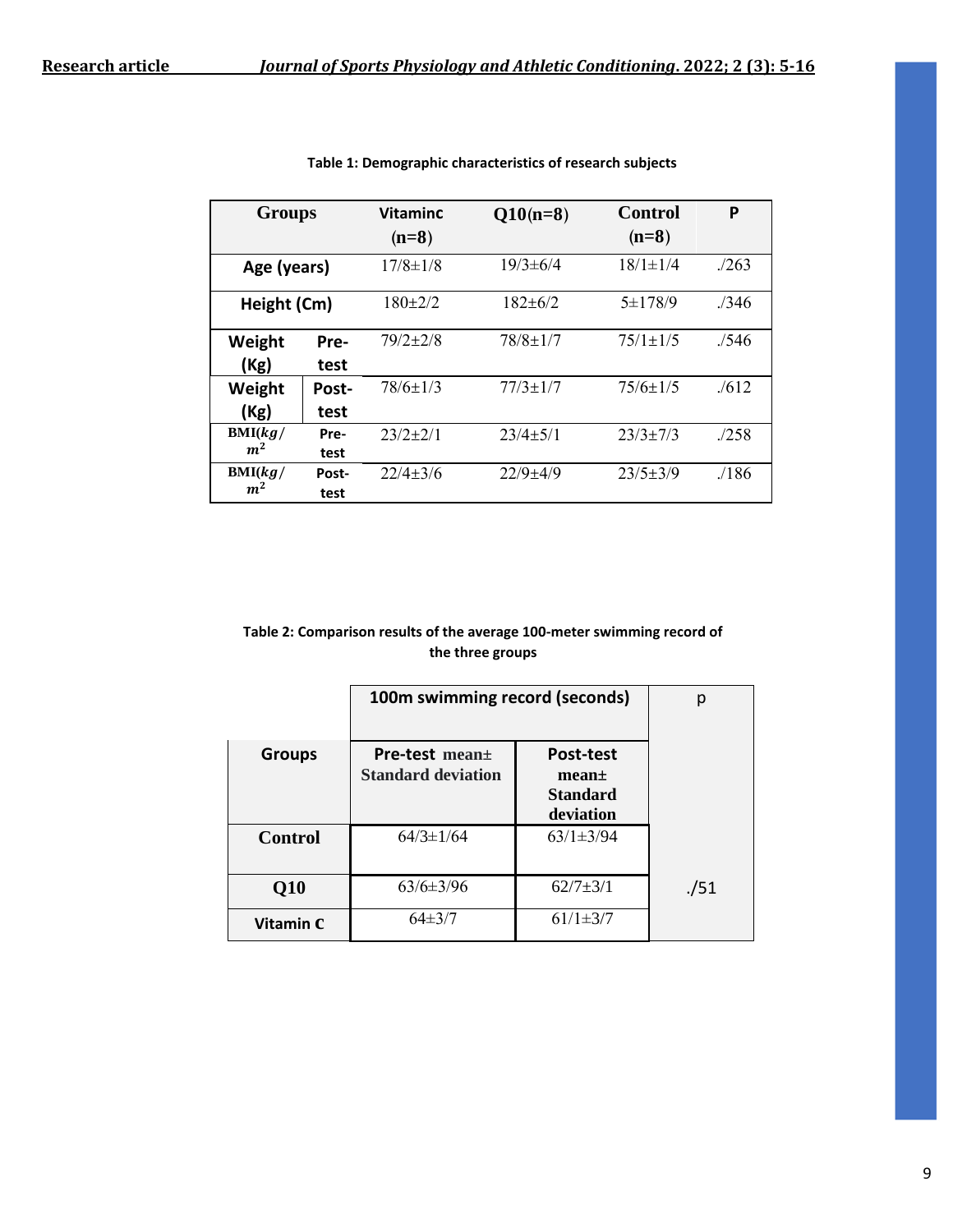**Table 1: Demographic characteristics of research subjects**

| Groups | | Vitaminc (n=8) | Q10(n=8) | Control (n=8) | P |
|---|---|---|---|---|---|
| Age (years) | | 17/8±1/8 | 19/3±6/4 | 18/1±1/4 | ./263 |
| Height (Cm) | | 180±2/2 | 182±6/2 | 5±178/9 | ./346 |
| Weight (Kg) | Pre-test | 79/2±2/8 | 78/8±1/7 | 75/1±1/5 | ./546 |
| Weight (Kg) | Post-test | 78/6±1/3 | 77/3±1/7 | 75/6±1/5 | ./612 |
| BMI($kg/m^2$) | Pre-test | 23/2±2/1 | 23/4±5/1 | 23/3±7/3 | ./258 |
| BMI($kg/m^2$) | Post-test | 22/4±3/6 | 22/9±4/9 | 23/5±3/9 | ./186 |

**Table 2: Comparison results of the average 100-meter swimming record of the three groups**

| | 100m swimming record (seconds) | | p |
|---|---|---|---|
| Groups | Pre-test mean± Standard deviation | Post-test mean± Standard deviation | |
| Control | 64/3±1/64 | 63/1±3/94 | |
| Q10 | 63/6±3/96 | 62/7±3/1 | ./51 |
| Vitamin C | 64±3/7 | 61/1±3/7 | |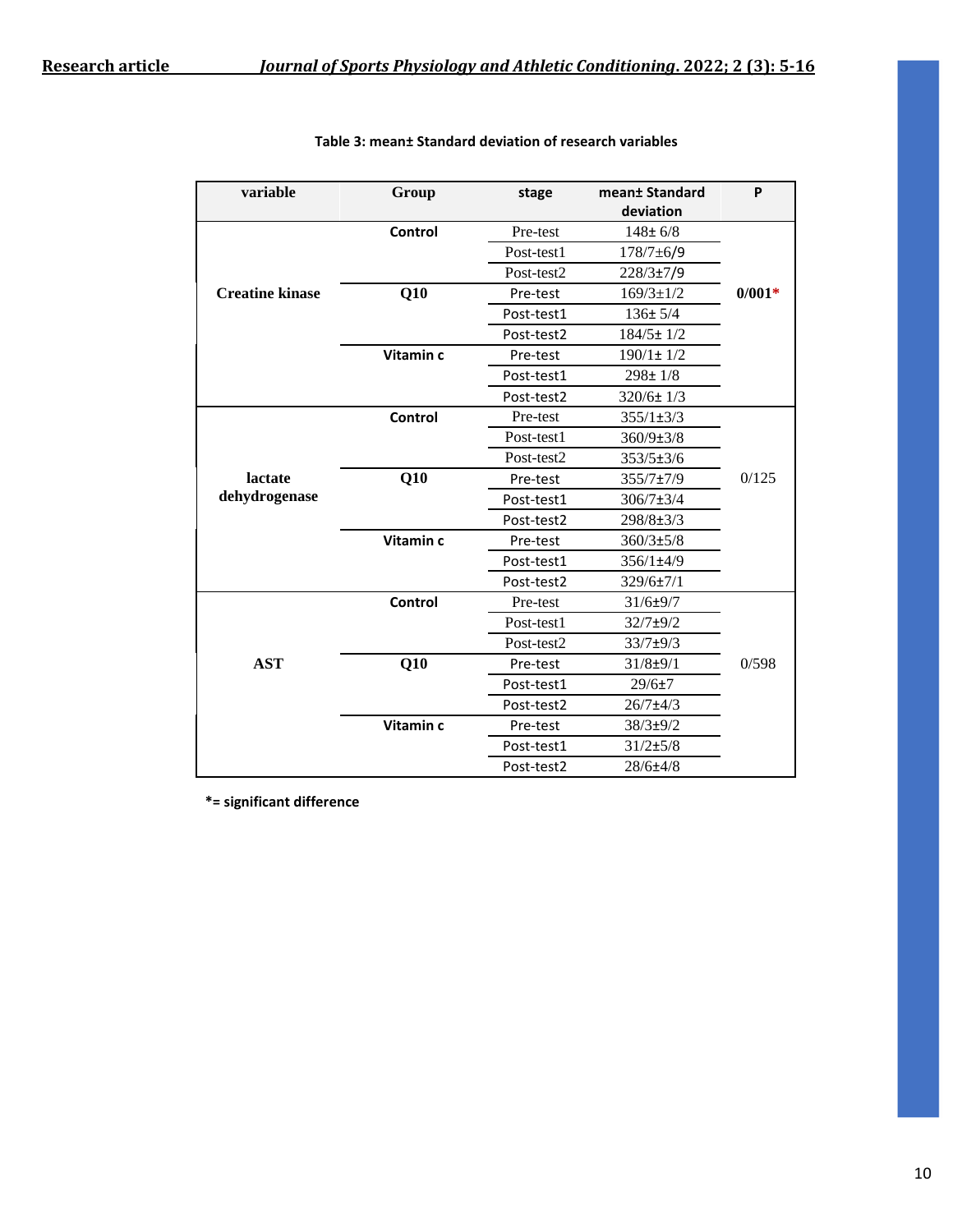**Table 3: mean± Standard deviation of research variables**

| variable | Group | stage | mean± Standard deviation | P |
|---|---|---|---|---|
| **Creatine kinase** | **Control** | Pre-test | 148± 6/8 | **0/001*** |
| | | Post-test1 | 178/7±6/9 | |
| | | Post-test2 | 228/3±7/9 | |
| | **Q10** | Pre-test | 169/3±1/2 | |
| | | Post-test1 | 136± 5/4 | |
| | | Post-test2 | 184/5± 1/2 | |
| | **Vitamin c** | Pre-test | 190/1± 1/2 | |
| | | Post-test1 | 298± 1/8 | |
| | | Post-test2 | 320/6± 1/3 | |
| **lactate dehydrogenase** | **Control** | Pre-test | 355/1±3/3 | 0/125 |
| | | Post-test1 | 360/9±3/8 | |
| | | Post-test2 | 353/5±3/6 | |
| | **Q10** | Pre-test | 355/7±7/9 | |
| | | Post-test1 | 306/7±3/4 | |
| | | Post-test2 | 298/8±3/3 | |
| | **Vitamin c** | Pre-test | 360/3±5/8 | |
| | | Post-test1 | 356/1±4/9 | |
| | | Post-test2 | 329/6±7/1 | |
| **AST** | **Control** | Pre-test | 31/6±9/7 | 0/598 |
| | | Post-test1 | 32/7±9/2 | |
| | | Post-test2 | 33/7±9/3 | |
| | **Q10** | Pre-test | 31/8±9/1 | |
| | | Post-test1 | 29/6±7 | |
| | | Post-test2 | 26/7±4/3 | |
| | **Vitamin c** | Pre-test | 38/3±9/2 | |
| | | Post-test1 | 31/2±5/8 | |
| | | Post-test2 | 28/6±4/8 | |

**\*= significant difference**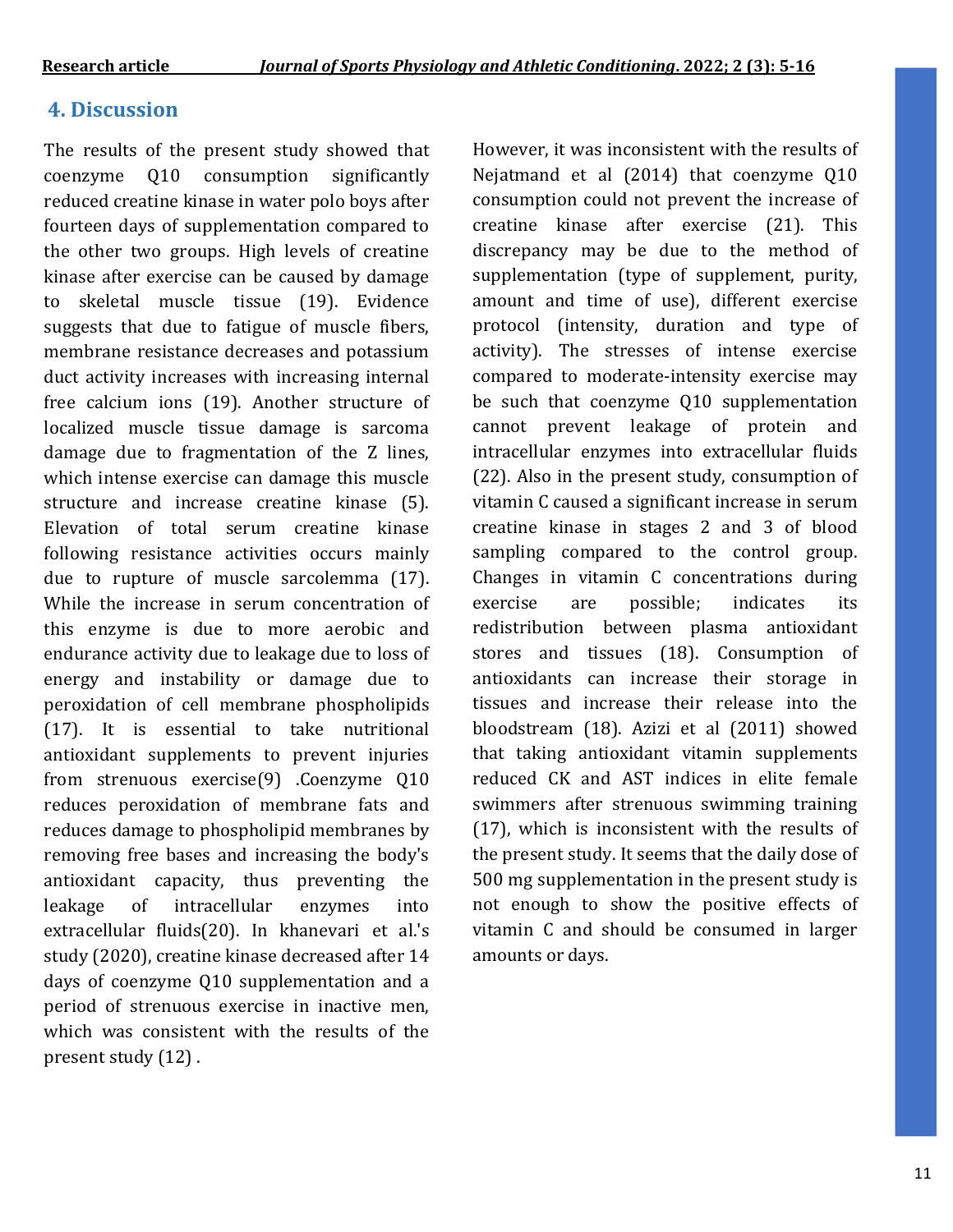## 4. Discussion

The results of the present study showed that coenzyme Q10 consumption significantly reduced creatine kinase in water polo boys after fourteen days of supplementation compared to the other two groups. High levels of creatine kinase after exercise can be caused by damage to skeletal muscle tissue (19). Evidence suggests that due to fatigue of muscle fibers, membrane resistance decreases and potassium duct activity increases with increasing internal free calcium ions (19). Another structure of localized muscle tissue damage is sarcoma damage due to fragmentation of the Z lines, which intense exercise can damage this muscle structure and increase creatine kinase (5). Elevation of total serum creatine kinase following resistance activities occurs mainly due to rupture of muscle sarcolemma (17). While the increase in serum concentration of this enzyme is due to more aerobic and endurance activity due to leakage due to loss of energy and instability or damage due to peroxidation of cell membrane phospholipids (17). It is essential to take nutritional antioxidant supplements to prevent injuries from strenuous exercise(9) .Coenzyme Q10 reduces peroxidation of membrane fats and reduces damage to phospholipid membranes by removing free bases and increasing the body's antioxidant capacity, thus preventing the leakage of intracellular enzymes into extracellular fluids(20). In khanevari et al.'s study (2020), creatine kinase decreased after 14 days of coenzyme Q10 supplementation and a period of strenuous exercise in inactive men, which was consistent with the results of the present study (12) . However, it was inconsistent with the results of Nejatmand et al (2014) that coenzyme Q10 consumption could not prevent the increase of creatine kinase after exercise (21). This discrepancy may be due to the method of supplementation (type of supplement, purity, amount and time of use), different exercise protocol (intensity, duration and type of activity). The stresses of intense exercise compared to moderate-intensity exercise may be such that coenzyme Q10 supplementation cannot prevent leakage of protein and intracellular enzymes into extracellular fluids (22). Also in the present study, consumption of vitamin C caused a significant increase in serum creatine kinase in stages 2 and 3 of blood sampling compared to the control group. Changes in vitamin C concentrations during exercise are possible; indicates its redistribution between plasma antioxidant stores and tissues (18). Consumption of antioxidants can increase their storage in tissues and increase their release into the bloodstream (18). Azizi et al (2011) showed that taking antioxidant vitamin supplements reduced CK and AST indices in elite female swimmers after strenuous swimming training (17), which is inconsistent with the results of the present study. It seems that the daily dose of 500 mg supplementation in the present study is not enough to show the positive effects of vitamin C and should be consumed in larger amounts or days.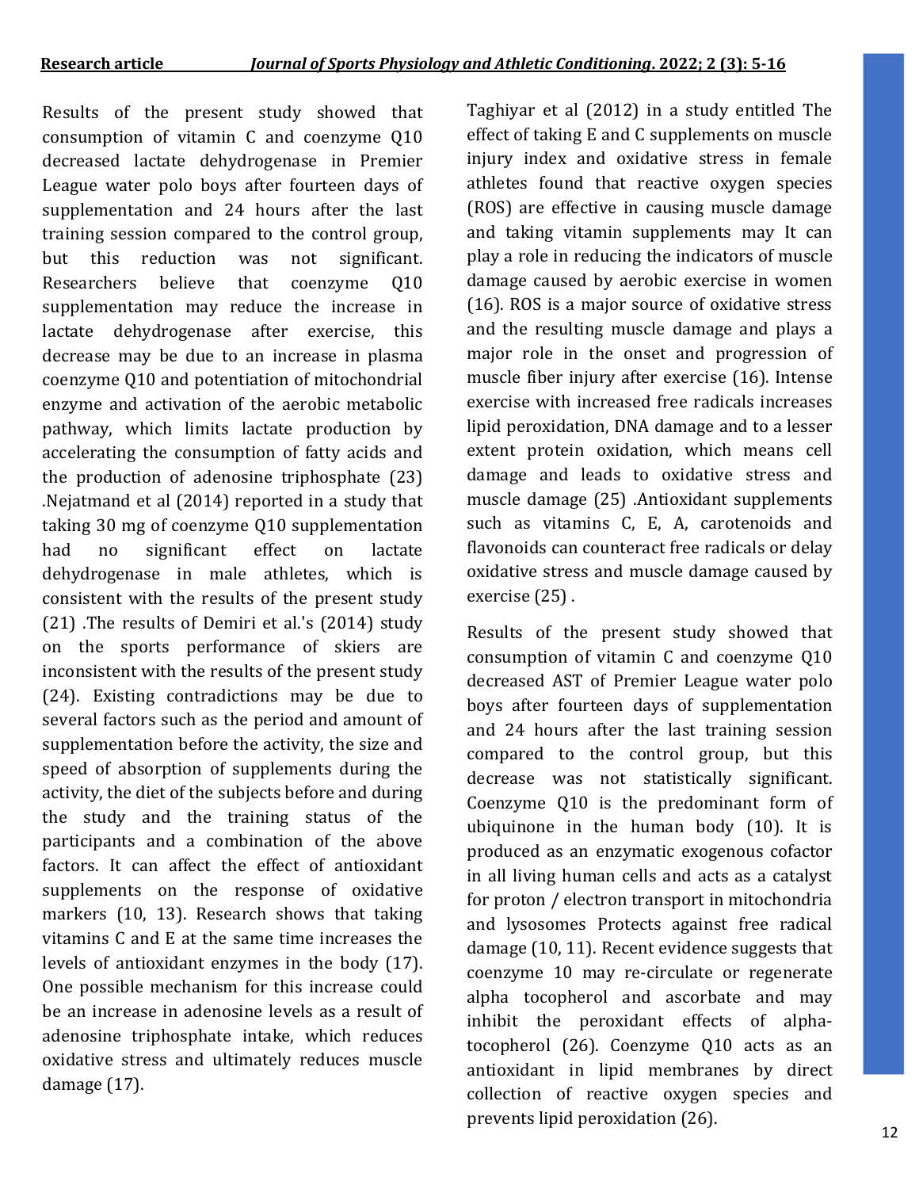Results of the present study showed that consumption of vitamin C and coenzyme Q10 decreased lactate dehydrogenase in Premier League water polo boys after fourteen days of supplementation and 24 hours after the last training session compared to the control group, but this reduction was not significant. Researchers believe that coenzyme Q10 supplementation may reduce the increase in lactate dehydrogenase after exercise, this decrease may be due to an increase in plasma coenzyme Q10 and potentiation of mitochondrial enzyme and activation of the aerobic metabolic pathway, which limits lactate production by accelerating the consumption of fatty acids and the production of adenosine triphosphate (23) .Nejatmand et al (2014) reported in a study that taking 30 mg of coenzyme Q10 supplementation had no significant effect on lactate dehydrogenase in male athletes, which is consistent with the results of the present study (21) .The results of Demiri et al.'s (2014) study on the sports performance of skiers are inconsistent with the results of the present study (24). Existing contradictions may be due to several factors such as the period and amount of supplementation before the activity, the size and speed of absorption of supplements during the activity, the diet of the subjects before and during the study and the training status of the participants and a combination of the above factors. It can affect the effect of antioxidant supplements on the response of oxidative markers (10, 13). Research shows that taking vitamins C and E at the same time increases the levels of antioxidant enzymes in the body (17). One possible mechanism for this increase could be an increase in adenosine levels as a result of adenosine triphosphate intake, which reduces oxidative stress and ultimately reduces muscle damage (17).

Taghiyar et al (2012) in a study entitled The effect of taking E and C supplements on muscle injury index and oxidative stress in female athletes found that reactive oxygen species (ROS) are effective in causing muscle damage and taking vitamin supplements may It can play a role in reducing the indicators of muscle damage caused by aerobic exercise in women (16). ROS is a major source of oxidative stress and the resulting muscle damage and plays a major role in the onset and progression of muscle fiber injury after exercise (16). Intense exercise with increased free radicals increases lipid peroxidation, DNA damage and to a lesser extent protein oxidation, which means cell damage and leads to oxidative stress and muscle damage (25) .Antioxidant supplements such as vitamins C, E, A, carotenoids and flavonoids can counteract free radicals or delay oxidative stress and muscle damage caused by exercise (25) .

Results of the present study showed that consumption of vitamin C and coenzyme Q10 decreased AST of Premier League water polo boys after fourteen days of supplementation and 24 hours after the last training session compared to the control group, but this decrease was not statistically significant. Coenzyme Q10 is the predominant form of ubiquinone in the human body (10). It is produced as an enzymatic exogenous cofactor in all living human cells and acts as a catalyst for proton / electron transport in mitochondria and lysosomes Protects against free radical damage (10, 11). Recent evidence suggests that coenzyme 10 may re-circulate or regenerate alpha tocopherol and ascorbate and may inhibit the peroxidant effects of alpha-tocopherol (26). Coenzyme Q10 acts as an antioxidant in lipid membranes by direct collection of reactive oxygen species and prevents lipid peroxidation (26).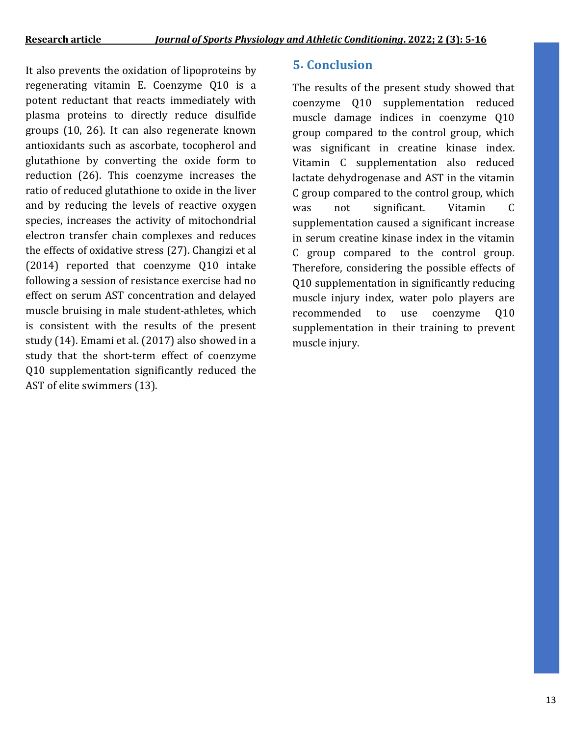It also prevents the oxidation of lipoproteins by regenerating vitamin E. Coenzyme Q10 is a potent reductant that reacts immediately with plasma proteins to directly reduce disulfide groups (10, 26). It can also regenerate known antioxidants such as ascorbate, tocopherol and glutathione by converting the oxide form to reduction (26). This coenzyme increases the ratio of reduced glutathione to oxide in the liver and by reducing the levels of reactive oxygen species, increases the activity of mitochondrial electron transfer chain complexes and reduces the effects of oxidative stress (27). Changizi et al (2014) reported that coenzyme Q10 intake following a session of resistance exercise had no effect on serum AST concentration and delayed muscle bruising in male student-athletes, which is consistent with the results of the present study (14). Emami et al. (2017) also showed in a study that the short-term effect of coenzyme Q10 supplementation significantly reduced the AST of elite swimmers (13).

## 5. Conclusion

The results of the present study showed that coenzyme Q10 supplementation reduced muscle damage indices in coenzyme Q10 group compared to the control group, which was significant in creatine kinase index. Vitamin C supplementation also reduced lactate dehydrogenase and AST in the vitamin C group compared to the control group, which was not significant. Vitamin C supplementation caused a significant increase in serum creatine kinase index in the vitamin C group compared to the control group. Therefore, considering the possible effects of Q10 supplementation in significantly reducing muscle injury index, water polo players are recommended to use coenzyme Q10 supplementation in their training to prevent muscle injury.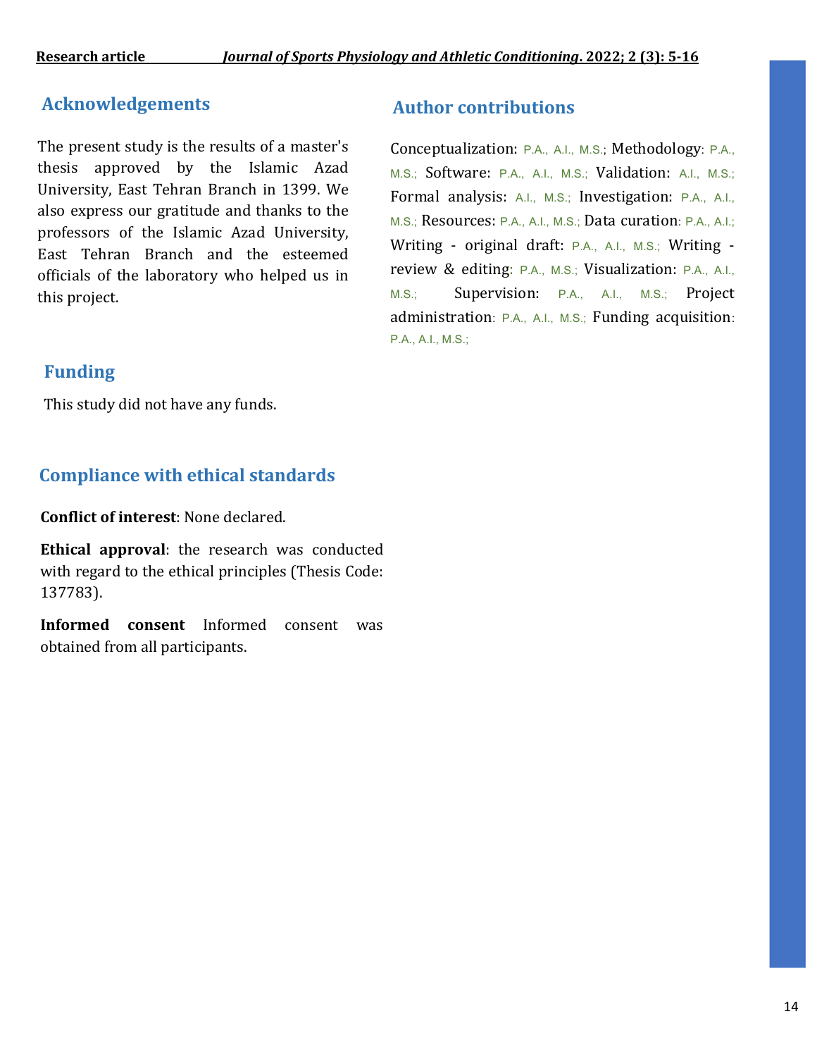## Acknowledgements

The present study is the results of a master's thesis approved by the Islamic Azad University, East Tehran Branch in 1399. We also express our gratitude and thanks to the professors of the Islamic Azad University, East Tehran Branch and the esteemed officials of the laboratory who helped us in this project.

## Funding

This study did not have any funds.

## Compliance with ethical standards

**Conflict of interest**: None declared.

**Ethical approval**: the research was conducted with regard to the ethical principles (Thesis Code: 137783).

**Informed consent** Informed consent was obtained from all participants.

## Author contributions

Conceptualization: P.A., A.I., M.S.; Methodology: P.A., M.S.; Software: P.A., A.I., M.S.; Validation: A.I., M.S.; Formal analysis: A.I., M.S.; Investigation: P.A., A.I., M.S.; Resources: P.A., A.I., M.S.; Data curation: P.A., A.I.; Writing - original draft: P.A., A.I., M.S.; Writing - review & editing: P.A., M.S.; Visualization: P.A., A.I., M.S.; Supervision: P.A., A.I., M.S.; Project administration: P.A., A.I., M.S.; Funding acquisition: P.A., A.I., M.S.;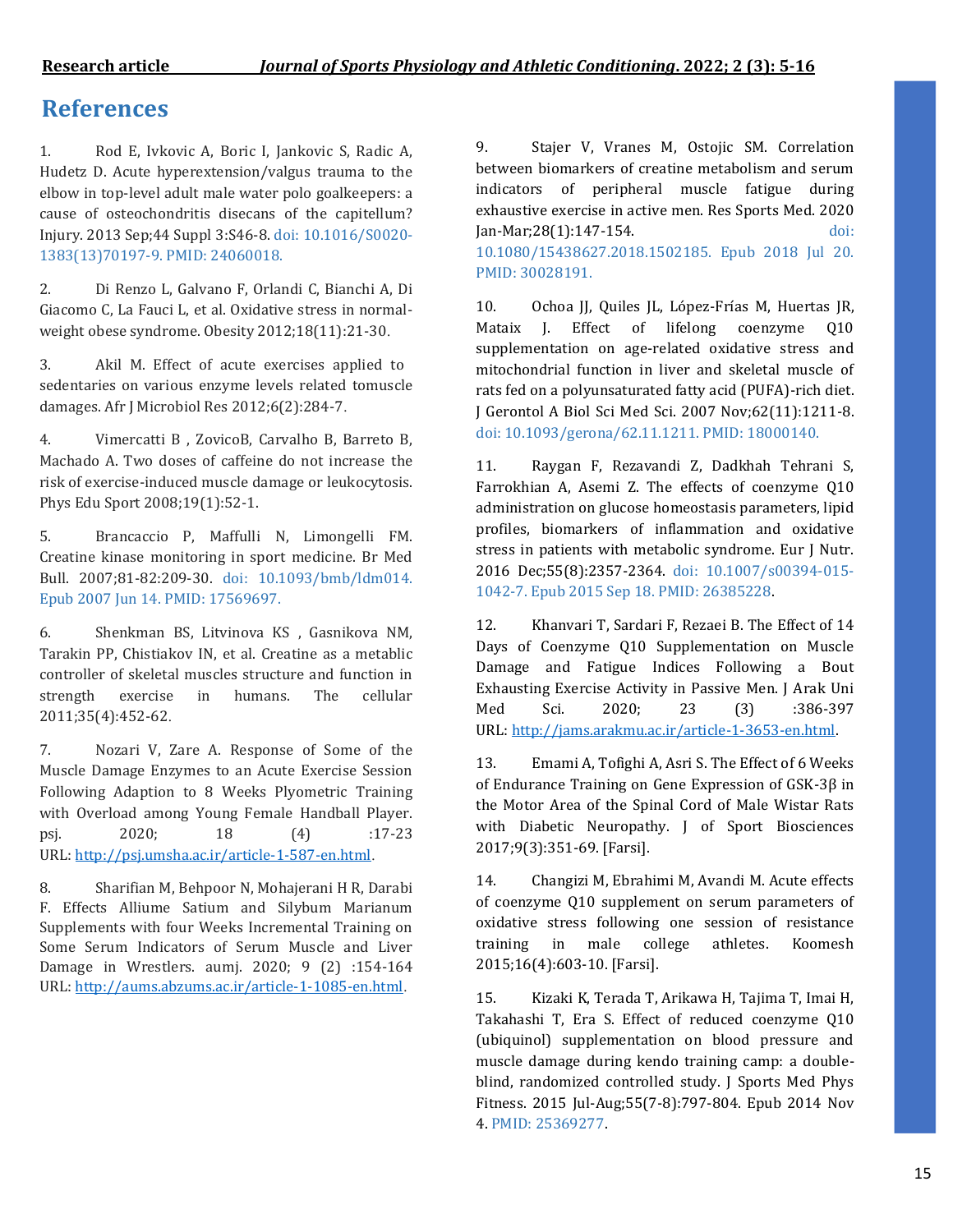## References

1. Rod E, Ivkovic A, Boric I, Jankovic S, Radic A, Hudetz D. Acute hyperextension/valgus trauma to the elbow in top-level adult male water polo goalkeepers: a cause of osteochondritis disecans of the capitellum? Injury. 2013 Sep;44 Suppl 3:S46-8. doi: 10.1016/S0020-1383(13)70197-9. PMID: 24060018.

2. Di Renzo L, Galvano F, Orlandi C, Bianchi A, Di Giacomo C, La Fauci L, et al. Oxidative stress in normal-weight obese syndrome. Obesity 2012;18(11):21-30.

3. Akil M. Effect of acute exercises applied to sedentaries on various enzyme levels related tomuscle damages. Afr J Microbiol Res 2012;6(2):284-7.

4. Vimercatti B , ZovicoB, Carvalho B, Barreto B, Machado A. Two doses of caffeine do not increase the risk of exercise-induced muscle damage or leukocytosis. Phys Edu Sport 2008;19(1):52-1.

5. Brancaccio P, Maffulli N, Limongelli FM. Creatine kinase monitoring in sport medicine. Br Med Bull. 2007;81-82:209-30. doi: 10.1093/bmb/ldm014. Epub 2007 Jun 14. PMID: 17569697.

6. Shenkman BS, Litvinova KS , Gasnikova NM, Tarakin PP, Chistiakov IN, et al. Creatine as a metablic controller of skeletal muscles structure and function in strength exercise in humans. The cellular 2011;35(4):452-62.

7. Nozari V, Zare A. Response of Some of the Muscle Damage Enzymes to an Acute Exercise Session Following Adaption to 8 Weeks Plyometric Training with Overload among Young Female Handball Player. psj. 2020; 18 (4) :17-23 URL: http://psj.umsha.ac.ir/article-1-587-en.html.

8. Sharifian M, Behpoor N, Mohajerani H R, Darabi F. Effects Alliume Satium and Silybum Marianum Supplements with four Weeks Incremental Training on Some Serum Indicators of Serum Muscle and Liver Damage in Wrestlers. aumj. 2020; 9 (2) :154-164 URL: http://aums.abzums.ac.ir/article-1-1085-en.html.

9. Stajer V, Vranes M, Ostojic SM. Correlation between biomarkers of creatine metabolism and serum indicators of peripheral muscle fatigue during exhaustive exercise in active men. Res Sports Med. 2020 Jan-Mar;28(1):147-154. doi: 10.1080/15438627.2018.1502185. Epub 2018 Jul 20. PMID: 30028191.

10. Ochoa JJ, Quiles JL, López-Frías M, Huertas JR, Mataix J. Effect of lifelong coenzyme Q10 supplementation on age-related oxidative stress and mitochondrial function in liver and skeletal muscle of rats fed on a polyunsaturated fatty acid (PUFA)-rich diet. J Gerontol A Biol Sci Med Sci. 2007 Nov;62(11):1211-8. doi: 10.1093/gerona/62.11.1211. PMID: 18000140.

11. Raygan F, Rezavandi Z, Dadkhah Tehrani S, Farrokhian A, Asemi Z. The effects of coenzyme Q10 administration on glucose homeostasis parameters, lipid profiles, biomarkers of inflammation and oxidative stress in patients with metabolic syndrome. Eur J Nutr. 2016 Dec;55(8):2357-2364. doi: 10.1007/s00394-015-1042-7. Epub 2015 Sep 18. PMID: 26385228.

12. Khanvari T, Sardari F, Rezaei B. The Effect of 14 Days of Coenzyme Q10 Supplementation on Muscle Damage and Fatigue Indices Following a Bout Exhausting Exercise Activity in Passive Men. J Arak Uni Med Sci. 2020; 23 (3) :386-397 URL: http://jams.arakmu.ac.ir/article-1-3653-en.html.

13. Emami A, Tofighi A, Asri S. The Effect of 6 Weeks of Endurance Training on Gene Expression of GSK-3β in the Motor Area of the Spinal Cord of Male Wistar Rats with Diabetic Neuropathy. J of Sport Biosciences 2017;9(3):351-69. [Farsi].

14. Changizi M, Ebrahimi M, Avandi M. Acute effects of coenzyme Q10 supplement on serum parameters of oxidative stress following one session of resistance training in male college athletes. Koomesh 2015;16(4):603-10. [Farsi].

15. Kizaki K, Terada T, Arikawa H, Tajima T, Imai H, Takahashi T, Era S. Effect of reduced coenzyme Q10 (ubiquinol) supplementation on blood pressure and muscle damage during kendo training camp: a double-blind, randomized controlled study. J Sports Med Phys Fitness. 2015 Jul-Aug;55(7-8):797-804. Epub 2014 Nov 4. PMID: 25369277.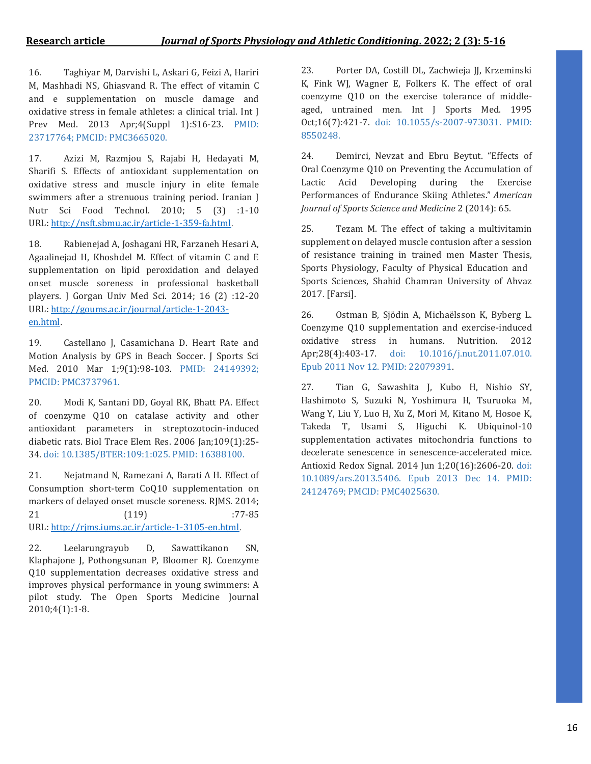16. Taghiyar M, Darvishi L, Askari G, Feizi A, Hariri M, Mashhadi NS, Ghiasvand R. The effect of vitamin C and e supplementation on muscle damage and oxidative stress in female athletes: a clinical trial. Int J Prev Med. 2013 Apr;4(Suppl 1):S16-23. PMID: 23717764; PMCID: PMC3665020.

17. Azizi M, Razmjou S, Rajabi H, Hedayati M, Sharifi S. Effects of antioxidant supplementation on oxidative stress and muscle injury in elite female swimmers after a strenuous training period. Iranian J Nutr Sci Food Technol. 2010; 5 (3) :1-10 URL: http://nsft.sbmu.ac.ir/article-1-359-fa.html.

18. Rabienejad A, Joshagani HR, Farzaneh Hesari A, Agaalinejad H, Khoshdel M. Effect of vitamin C and E supplementation on lipid peroxidation and delayed onset muscle soreness in professional basketball players. J Gorgan Univ Med Sci. 2014; 16 (2) :12-20 URL: http://goums.ac.ir/journal/article-1-2043-en.html.

19. Castellano J, Casamichana D. Heart Rate and Motion Analysis by GPS in Beach Soccer. J Sports Sci Med. 2010 Mar 1;9(1):98-103. PMID: 24149392; PMCID: PMC3737961.

20. Modi K, Santani DD, Goyal RK, Bhatt PA. Effect of coenzyme Q10 on catalase activity and other antioxidant parameters in streptozotocin-induced diabetic rats. Biol Trace Elem Res. 2006 Jan;109(1):25-34. doi: 10.1385/BTER:109:1:025. PMID: 16388100.

21. Nejatmand N, Ramezani A, Barati A H. Effect of Consumption short-term CoQ10 supplementation on markers of delayed onset muscle soreness. RJMS. 2014; 21 (119) :77-85 URL: http://rjms.iums.ac.ir/article-1-3105-en.html.

22. Leelarungrayub D, Sawattikanon SN, Klaphajone J, Pothongsunan P, Bloomer RJ. Coenzyme Q10 supplementation decreases oxidative stress and improves physical performance in young swimmers: A pilot study. The Open Sports Medicine Journal 2010;4(1):1-8.

23. Porter DA, Costill DL, Zachwieja JJ, Krzeminski K, Fink WJ, Wagner E, Folkers K. The effect of oral coenzyme Q10 on the exercise tolerance of middle-aged, untrained men. Int J Sports Med. 1995 Oct;16(7):421-7. doi: 10.1055/s-2007-973031. PMID: 8550248.

24. Demirci, Nevzat and Ebru Beytut. "Effects of Oral Coenzyme Q10 on Preventing the Accumulation of Lactic Acid Developing during the Exercise Performances of Endurance Skiing Athletes." *American Journal of Sports Science and Medicine* 2 (2014): 65.

25. Tezam M. The effect of taking a multivitamin supplement on delayed muscle contusion after a session of resistance training in trained men Master Thesis, Sports Physiology, Faculty of Physical Education and Sports Sciences, Shahid Chamran University of Ahvaz 2017. [Farsi].

26. Ostman B, Sjödin A, Michaëlsson K, Byberg L. Coenzyme Q10 supplementation and exercise-induced oxidative stress in humans. Nutrition. 2012 Apr;28(4):403-17. doi: 10.1016/j.nut.2011.07.010. Epub 2011 Nov 12. PMID: 22079391.

27. Tian G, Sawashita J, Kubo H, Nishio SY, Hashimoto S, Suzuki N, Yoshimura H, Tsuruoka M, Wang Y, Liu Y, Luo H, Xu Z, Mori M, Kitano M, Hosoe K, Takeda T, Usami S, Higuchi K. Ubiquinol-10 supplementation activates mitochondria functions to decelerate senescence in senescence-accelerated mice. Antioxid Redox Signal. 2014 Jun 1;20(16):2606-20. doi: 10.1089/ars.2013.5406. Epub 2013 Dec 14. PMID: 24124769; PMCID: PMC4025630.